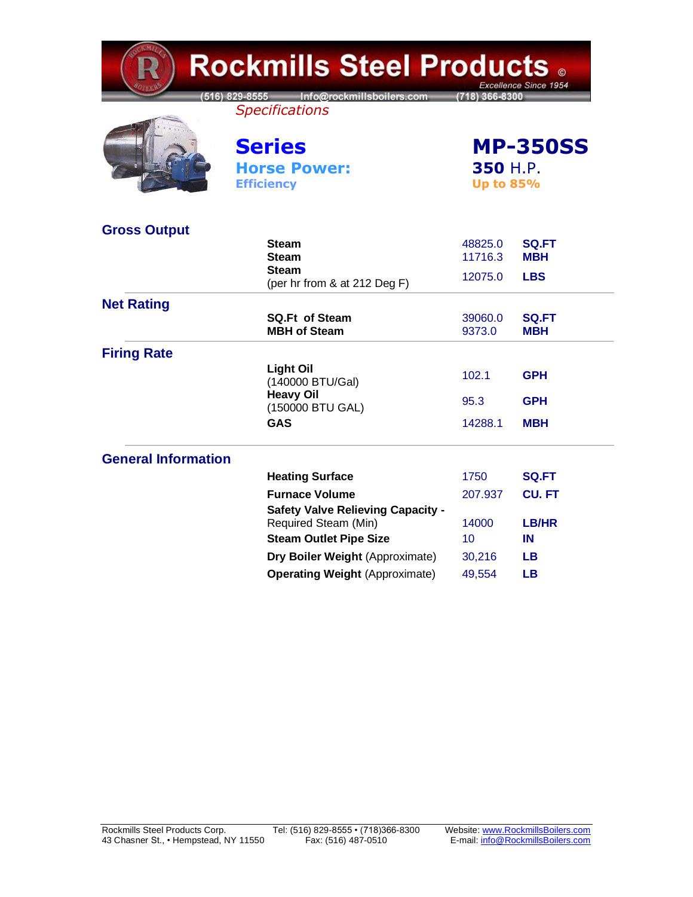# Rockmills Steel Products ©

*Excellence Since 1954*

(516) 829-8555 Info@rockmillsboilers.com (718) 366-8300

*Specifications*

## Series — MP-350SS

**Horse Power:** 350 H.P.

**Efficiency** Up to 85%

## Gross Output

| | | |
|---|---|---|
| **Steam** | 48825.0 | **SQ.FT** |
| **Steam** | 11716.3 | **MBH** |
| **Steam** (per hr from & at 212 Deg F) | 12075.0 | **LBS** |

## Net Rating

| | | |
|---|---|---|
| **SQ.Ft of Steam** | 39060.0 | **SQ.FT** |
| **MBH of Steam** | 9373.0 | **MBH** |

## Firing Rate

| | | |
|---|---|---|
| **Light Oil** (140000 BTU/Gal) | 102.1 | **GPH** |
| **Heavy Oil** (150000 BTU GAL) | 95.3 | **GPH** |
| **GAS** | 14288.1 | **MBH** |

## General Information

| | | |
|---|---|---|
| **Heating Surface** | 1750 | **SQ.FT** |
| **Furnace Volume** | 207.937 | **CU. FT** |
| **Safety Valve Relieving Capacity -** Required Steam (Min) | 14000 | **LB/HR** |
| **Steam Outlet Pipe Size** | 10 | **IN** |
| **Dry Boiler Weight** (Approximate) | 30,216 | **LB** |
| **Operating Weight** (Approximate) | 49,554 | **LB** |

Rockmills Steel Products Corp.
43 Chasner St., • Hempstead, NY 11550

Tel: (516) 829-8555 • (718)366-8300
Fax: (516) 487-0510

Website: www.RockmillsBoilers.com
E-mail: info@RockmillsBoilers.com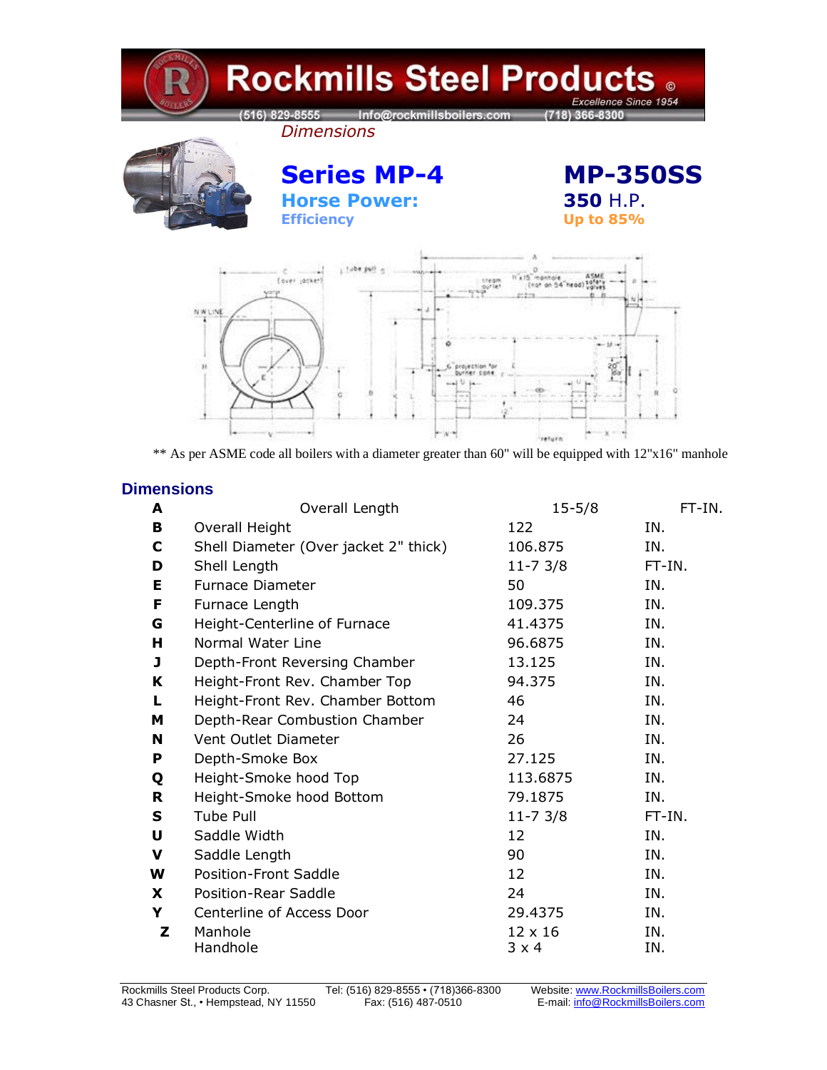# Rockmills Steel Products

Excellence Since 1954

(516) 829-8555 Info@rockmillsboilers.com (718) 366-8300

*Dimensions*

## Series MP-4

**Horse Power:**

**Efficiency**

## MP-350SS

**350** H.P.

**Up to 85%**

N W LINE

C (over jacket)

tube pull S

A

D

steam outlet

11"x15" manhole (not on 54" head)

ASME safety valves

P

N

J

H

E

G

B

K

L

6" projection for burner cone

F

M

20" dia

Y

R

Q

U

12"

V

W

return

X

** As per ASME code all boilers with a diameter greater than 60" will be equipped with 12"x16" manhole

## Dimensions

| | | | |
|---|---|---|---|
| **A** | Overall Length | 15-5/8 | FT-IN. |
| **B** | Overall Height | 122 | IN. |
| **C** | Shell Diameter (Over jacket 2" thick) | 106.875 | IN. |
| **D** | Shell Length | 11-7 3/8 | FT-IN. |
| **E** | Furnace Diameter | 50 | IN. |
| **F** | Furnace Length | 109.375 | IN. |
| **G** | Height-Centerline of Furnace | 41.4375 | IN. |
| **H** | Normal Water Line | 96.6875 | IN. |
| **J** | Depth-Front Reversing Chamber | 13.125 | IN. |
| **K** | Height-Front Rev. Chamber Top | 94.375 | IN. |
| **L** | Height-Front Rev. Chamber Bottom | 46 | IN. |
| **M** | Depth-Rear Combustion Chamber | 24 | IN. |
| **N** | Vent Outlet Diameter | 26 | IN. |
| **P** | Depth-Smoke Box | 27.125 | IN. |
| **Q** | Height-Smoke hood Top | 113.6875 | IN. |
| **R** | Height-Smoke hood Bottom | 79.1875 | IN. |
| **S** | Tube Pull | 11-7 3/8 | FT-IN. |
| **U** | Saddle Width | 12 | IN. |
| **V** | Saddle Length | 90 | IN. |
| **W** | Position-Front Saddle | 12 | IN. |
| **X** | Position-Rear Saddle | 24 | IN. |
| **Y** | Centerline of Access Door | 29.4375 | IN. |
| **Z** | Manhole | 12 x 16 | IN. |
| | Handhole | 3 x 4 | IN. |

Rockmills Steel Products Corp.
43 Chasner St., • Hempstead, NY 11550

Tel: (516) 829-8555 • (718)366-8300
Fax: (516) 487-0510

Website: www.RockmillsBoilers.com
E-mail: info@RockmillsBoilers.com